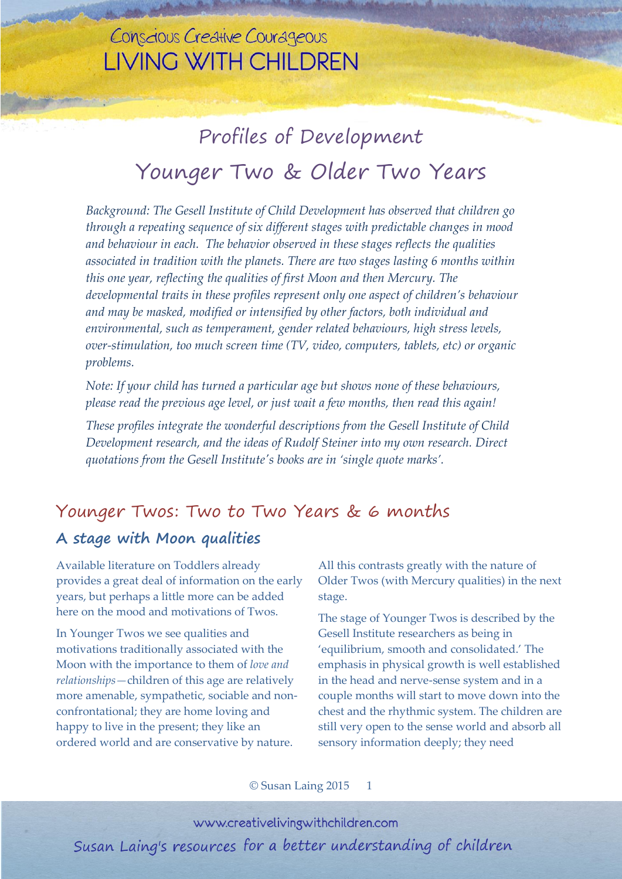# Profiles of Development

# Younger Two & Older Two Years

*Background: The Gesell Institute of Child Development has observed that children go through a repeating sequence of six different stages with predictable changes in mood and behaviour in each. The behavior observed in these stages reflects the qualities associated in tradition with the planets. There are two stages lasting 6 months within this one year, reflecting the qualities of first Moon and then Mercury. The developmental traits in these profiles represent only one aspect of children's behaviour and may be masked, modified or intensified by other factors, both individual and environmental, such as temperament, gender related behaviours, high stress levels, over-stimulation, too much screen time (TV, video, computers, tablets, etc) or organic problems.*

*Note: If your child has turned a particular age but shows none of these behaviours, please read the previous age level, or just wait a few months, then read this again!*

*These profiles integrate the wonderful descriptions from the Gesell Institute of Child Development research, and the ideas of Rudolf Steiner into my own research. Direct quotations from the Gesell Institute's books are in 'single quote marks'.*

## Younger Twos: Two to Two Years & 6 months

### A stage with Moon qualities

Available literature on Toddlers already provides a great deal of information on the early years, but perhaps a little more can be added here on the mood and motivations of Twos.

In Younger Twos we see qualities and motivations traditionally associated with the Moon with the importance to them of *love and relationships*—children of this age are relatively more amenable, sympathetic, sociable and non-confrontational; they are home loving and happy to live in the present; they like an ordered world and are conservative by nature.

All this contrasts greatly with the nature of Older Twos (with Mercury qualities) in the next stage.

The stage of Younger Twos is described by the Gesell Institute researchers as being in 'equilibrium, smooth and consolidated.' The emphasis in physical growth is well established in the head and nerve-sense system and in a couple months will start to move down into the chest and the rhythmic system. The children are still very open to the sense world and absorb all sensory information deeply; they need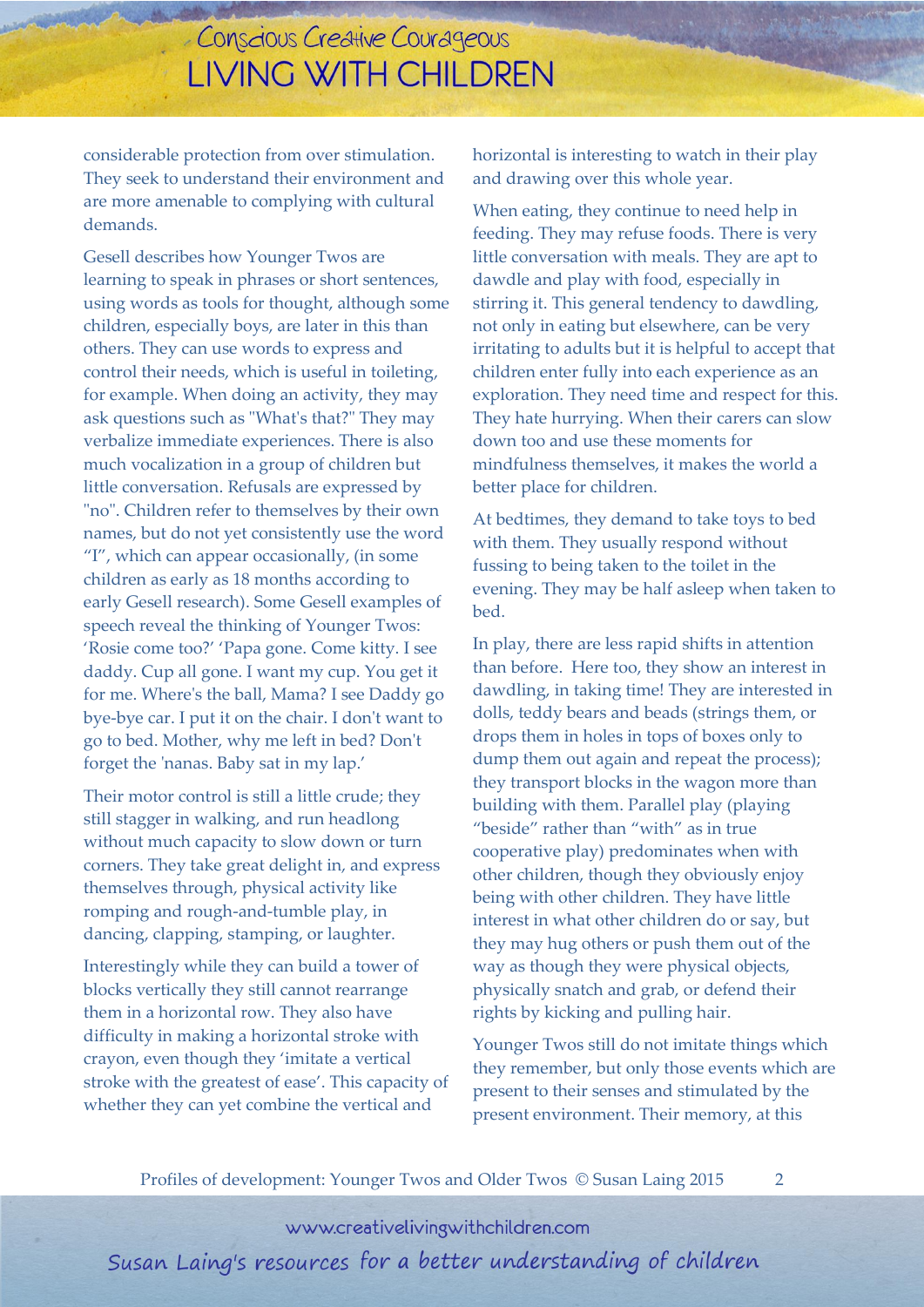considerable protection from over stimulation. They seek to understand their environment and are more amenable to complying with cultural demands.

Gesell describes how Younger Twos are learning to speak in phrases or short sentences, using words as tools for thought, although some children, especially boys, are later in this than others. They can use words to express and control their needs, which is useful in toileting, for example. When doing an activity, they may ask questions such as "What's that?" They may verbalize immediate experiences. There is also much vocalization in a group of children but little conversation. Refusals are expressed by "no". Children refer to themselves by their own names, but do not yet consistently use the word "I", which can appear occasionally, (in some children as early as 18 months according to early Gesell research). Some Gesell examples of speech reveal the thinking of Younger Twos: 'Rosie come too?' 'Papa gone. Come kitty. I see daddy. Cup all gone. I want my cup. You get it for me. Where's the ball, Mama? I see Daddy go bye-bye car. I put it on the chair. I don't want to go to bed. Mother, why me left in bed? Don't forget the 'nanas. Baby sat in my lap.'

Their motor control is still a little crude; they still stagger in walking, and run headlong without much capacity to slow down or turn corners. They take great delight in, and express themselves through, physical activity like romping and rough-and-tumble play, in dancing, clapping, stamping, or laughter.

Interestingly while they can build a tower of blocks vertically they still cannot rearrange them in a horizontal row. They also have difficulty in making a horizontal stroke with crayon, even though they 'imitate a vertical stroke with the greatest of ease'. This capacity of whether they can yet combine the vertical and horizontal is interesting to watch in their play and drawing over this whole year.

When eating, they continue to need help in feeding. They may refuse foods. There is very little conversation with meals. They are apt to dawdle and play with food, especially in stirring it. This general tendency to dawdling, not only in eating but elsewhere, can be very irritating to adults but it is helpful to accept that children enter fully into each experience as an exploration. They need time and respect for this. They hate hurrying. When their carers can slow down too and use these moments for mindfulness themselves, it makes the world a better place for children.

At bedtimes, they demand to take toys to bed with them. They usually respond without fussing to being taken to the toilet in the evening. They may be half asleep when taken to bed.

In play, there are less rapid shifts in attention than before. Here too, they show an interest in dawdling, in taking time! They are interested in dolls, teddy bears and beads (strings them, or drops them in holes in tops of boxes only to dump them out again and repeat the process); they transport blocks in the wagon more than building with them. Parallel play (playing "beside" rather than "with" as in true cooperative play) predominates when with other children, though they obviously enjoy being with other children. They have little interest in what other children do or say, but they may hug others or push them out of the way as though they were physical objects, physically snatch and grab, or defend their rights by kicking and pulling hair.

Younger Twos still do not imitate things which they remember, but only those events which are present to their senses and stimulated by the present environment. Their memory, at this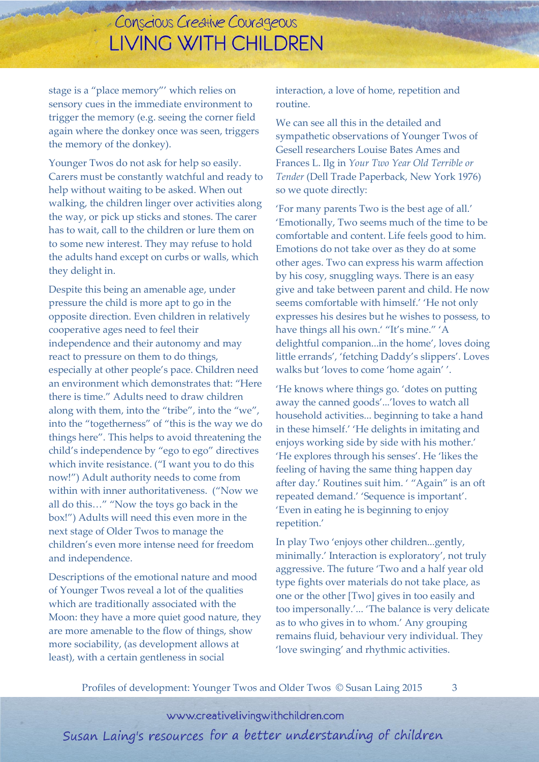stage is a "place memory"' which relies on sensory cues in the immediate environment to trigger the memory (e.g. seeing the corner field again where the donkey once was seen, triggers the memory of the donkey).

Younger Twos do not ask for help so easily. Carers must be constantly watchful and ready to help without waiting to be asked. When out walking, the children linger over activities along the way, or pick up sticks and stones. The carer has to wait, call to the children or lure them on to some new interest. They may refuse to hold the adults hand except on curbs or walls, which they delight in.

Despite this being an amenable age, under pressure the child is more apt to go in the opposite direction. Even children in relatively cooperative ages need to feel their independence and their autonomy and may react to pressure on them to do things, especially at other people's pace. Children need an environment which demonstrates that: "Here there is time." Adults need to draw children along with them, into the "tribe", into the "we", into the "togetherness" of "this is the way we do things here". This helps to avoid threatening the child's independence by "ego to ego" directives which invite resistance. ("I want you to do this now!") Adult authority needs to come from within with inner authoritativeness. ("Now we all do this…" "Now the toys go back in the box!") Adults will need this even more in the next stage of Older Twos to manage the children's even more intense need for freedom and independence.

Descriptions of the emotional nature and mood of Younger Twos reveal a lot of the qualities which are traditionally associated with the Moon: they have a more quiet good nature, they are more amenable to the flow of things, show more sociability, (as development allows at least), with a certain gentleness in social interaction, a love of home, repetition and routine.

We can see all this in the detailed and sympathetic observations of Younger Twos of Gesell researchers Louise Bates Ames and Frances L. Ilg in *Your Two Year Old Terrible or Tender* (Dell Trade Paperback, New York 1976) so we quote directly:

'For many parents Two is the best age of all.' 'Emotionally, Two seems much of the time to be comfortable and content. Life feels good to him. Emotions do not take over as they do at some other ages. Two can express his warm affection by his cosy, snuggling ways. There is an easy give and take between parent and child. He now seems comfortable with himself.' 'He not only expresses his desires but he wishes to possess, to have things all his own.' "It's mine." 'A delightful companion...in the home', loves doing little errands', 'fetching Daddy's slippers'. Loves walks but 'loves to come 'home again' '.

'He knows where things go. 'dotes on putting away the canned goods'...'loves to watch all household activities... beginning to take a hand in these himself.' 'He delights in imitating and enjoys working side by side with his mother.' 'He explores through his senses'. He 'likes the feeling of having the same thing happen day after day.' Routines suit him. ' "Again" is an oft repeated demand.' 'Sequence is important'. 'Even in eating he is beginning to enjoy repetition.'

In play Two 'enjoys other children...gently, minimally.' Interaction is exploratory', not truly aggressive. The future 'Two and a half year old type fights over materials do not take place, as one or the other [Two] gives in too easily and too impersonally.'... 'The balance is very delicate as to who gives in to whom.' Any grouping remains fluid, behaviour very individual. They 'love swinging' and rhythmic activities.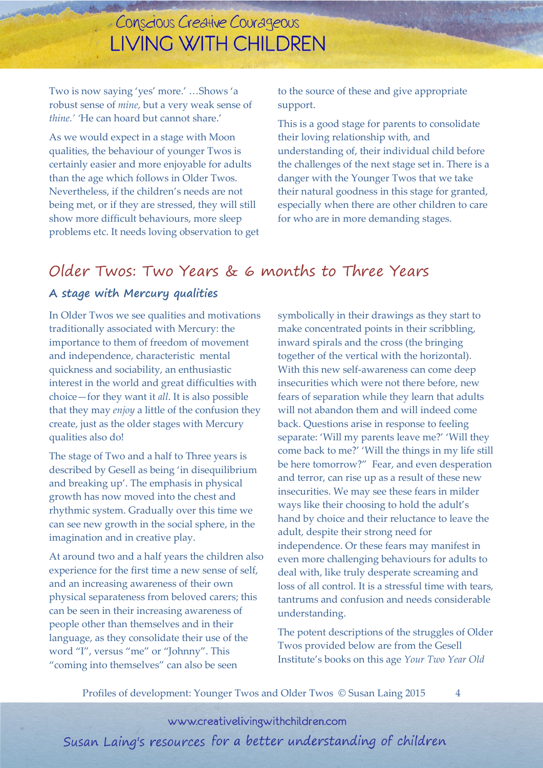Two is now saying 'yes' more.' …Shows 'a robust sense of *mine,* but a very weak sense of *thine.'* 'He can hoard but cannot share.'

As we would expect in a stage with Moon qualities, the behaviour of younger Twos is certainly easier and more enjoyable for adults than the age which follows in Older Twos. Nevertheless, if the children's needs are not being met, or if they are stressed, they will still show more difficult behaviours, more sleep problems etc. It needs loving observation to get to the source of these and give appropriate support.

This is a good stage for parents to consolidate their loving relationship with, and understanding of, their individual child before the challenges of the next stage set in. There is a danger with the Younger Twos that we take their natural goodness in this stage for granted, especially when there are other children to care for who are in more demanding stages.

## Older Twos: Two Years & 6 months to Three Years

### A stage with Mercury qualities

In Older Twos we see qualities and motivations traditionally associated with Mercury: the importance to them of freedom of movement and independence, characteristic mental quickness and sociability, an enthusiastic interest in the world and great difficulties with choice—for they want it *all*. It is also possible that they may *enjoy* a little of the confusion they create, just as the older stages with Mercury qualities also do!

The stage of Two and a half to Three years is described by Gesell as being 'in disequilibrium and breaking up'. The emphasis in physical growth has now moved into the chest and rhythmic system. Gradually over this time we can see new growth in the social sphere, in the imagination and in creative play.

At around two and a half years the children also experience for the first time a new sense of self, and an increasing awareness of their own physical separateness from beloved carers; this can be seen in their increasing awareness of people other than themselves and in their language, as they consolidate their use of the word "I", versus "me" or "Johnny". This "coming into themselves" can also be seen symbolically in their drawings as they start to make concentrated points in their scribbling, inward spirals and the cross (the bringing together of the vertical with the horizontal). With this new self-awareness can come deep insecurities which were not there before, new fears of separation while they learn that adults will not abandon them and will indeed come back. Questions arise in response to feeling separate: 'Will my parents leave me?' 'Will they come back to me?' 'Will the things in my life still be here tomorrow?" Fear, and even desperation and terror, can rise up as a result of these new insecurities. We may see these fears in milder ways like their choosing to hold the adult's hand by choice and their reluctance to leave the adult, despite their strong need for independence. Or these fears may manifest in even more challenging behaviours for adults to deal with, like truly desperate screaming and loss of all control. It is a stressful time with tears, tantrums and confusion and needs considerable understanding.

The potent descriptions of the struggles of Older Twos provided below are from the Gesell Institute's books on this age *Your Two Year Old*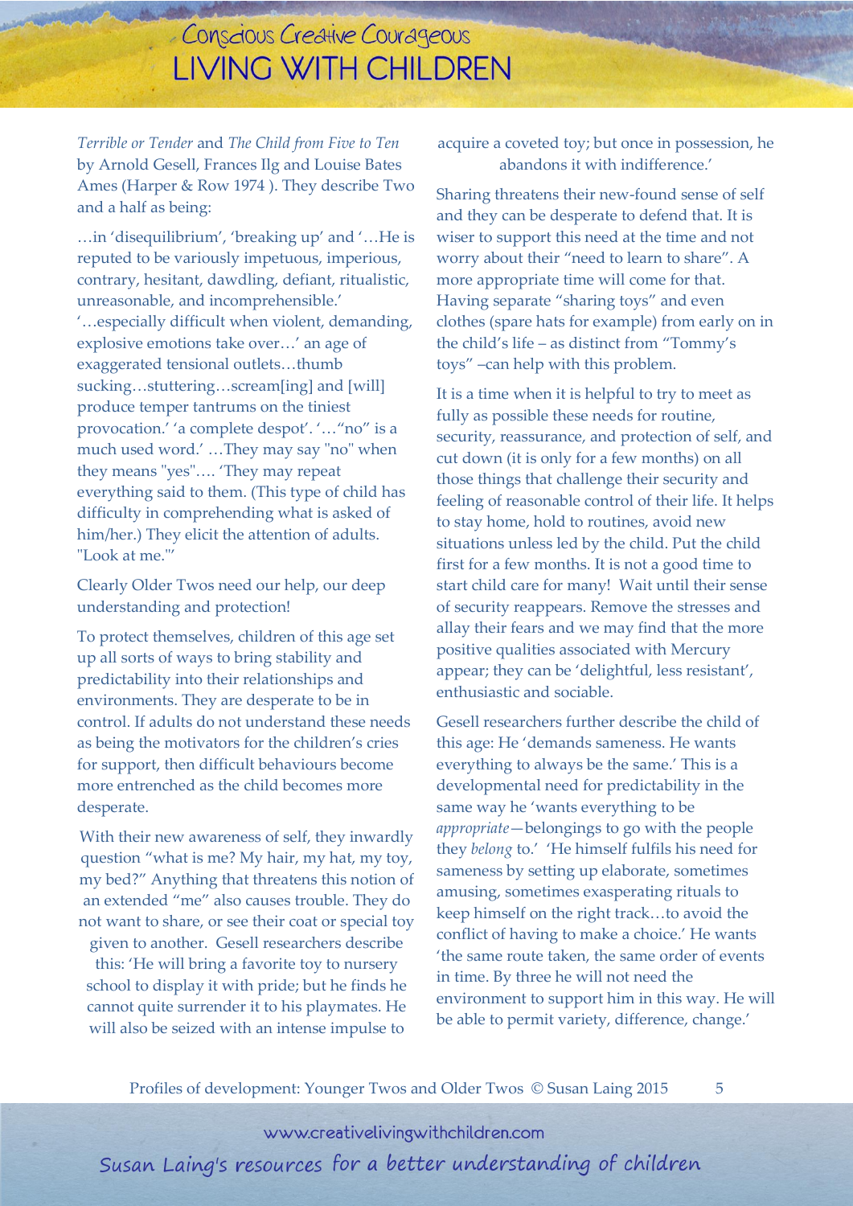*Terrible or Tender* and *The Child from Five to Ten* by Arnold Gesell, Frances Ilg and Louise Bates Ames (Harper & Row 1974 ). They describe Two and a half as being:

…in 'disequilibrium', 'breaking up' and '…He is reputed to be variously impetuous, imperious, contrary, hesitant, dawdling, defiant, ritualistic, unreasonable, and incomprehensible.' '…especially difficult when violent, demanding, explosive emotions take over…' an age of exaggerated tensional outlets…thumb sucking…stuttering…scream[ing] and [will] produce temper tantrums on the tiniest provocation.' 'a complete despot'. '…"no" is a much used word.' …They may say "no" when they means "yes"…. 'They may repeat everything said to them. (This type of child has difficulty in comprehending what is asked of him/her.) They elicit the attention of adults. "Look at me."'

Clearly Older Twos need our help, our deep understanding and protection!

To protect themselves, children of this age set up all sorts of ways to bring stability and predictability into their relationships and environments. They are desperate to be in control. If adults do not understand these needs as being the motivators for the children's cries for support, then difficult behaviours become more entrenched as the child becomes more desperate.

With their new awareness of self, they inwardly question "what is me? My hair, my hat, my toy, my bed?" Anything that threatens this notion of an extended "me" also causes trouble. They do not want to share, or see their coat or special toy given to another. Gesell researchers describe this: 'He will bring a favorite toy to nursery school to display it with pride; but he finds he cannot quite surrender it to his playmates. He will also be seized with an intense impulse to acquire a coveted toy; but once in possession, he abandons it with indifference.'

Sharing threatens their new-found sense of self and they can be desperate to defend that. It is wiser to support this need at the time and not worry about their "need to learn to share". A more appropriate time will come for that. Having separate "sharing toys" and even clothes (spare hats for example) from early on in the child's life – as distinct from "Tommy's toys" –can help with this problem.

It is a time when it is helpful to try to meet as fully as possible these needs for routine, security, reassurance, and protection of self, and cut down (it is only for a few months) on all those things that challenge their security and feeling of reasonable control of their life. It helps to stay home, hold to routines, avoid new situations unless led by the child. Put the child first for a few months. It is not a good time to start child care for many! Wait until their sense of security reappears. Remove the stresses and allay their fears and we may find that the more positive qualities associated with Mercury appear; they can be 'delightful, less resistant', enthusiastic and sociable.

Gesell researchers further describe the child of this age: He 'demands sameness. He wants everything to always be the same.' This is a developmental need for predictability in the same way he 'wants everything to be *appropriate*—belongings to go with the people they *belong* to.' 'He himself fulfils his need for sameness by setting up elaborate, sometimes amusing, sometimes exasperating rituals to keep himself on the right track…to avoid the conflict of having to make a choice.' He wants 'the same route taken, the same order of events in time. By three he will not need the environment to support him in this way. He will be able to permit variety, difference, change.'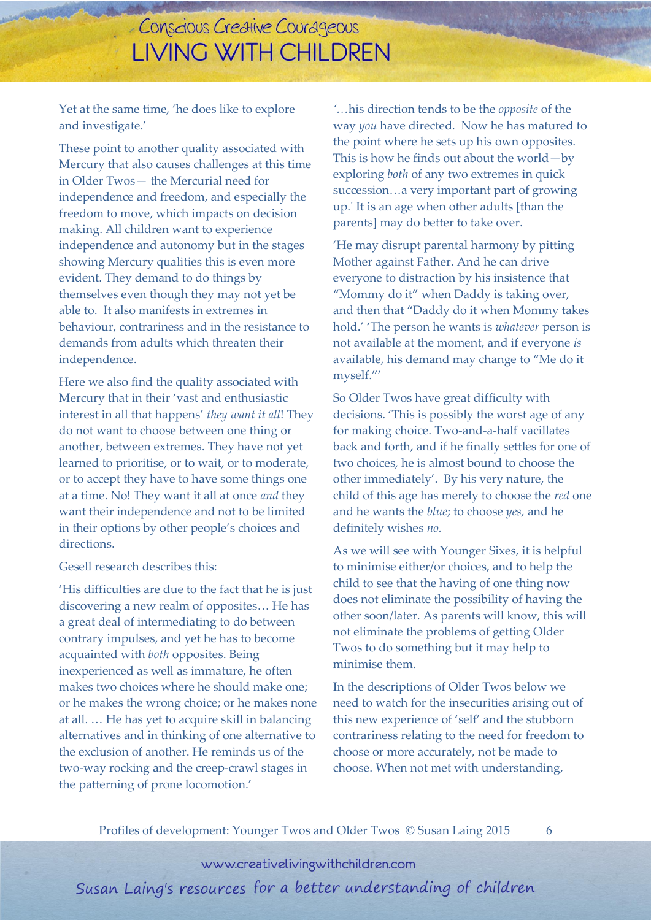Yet at the same time, 'he does like to explore and investigate.'

These point to another quality associated with Mercury that also causes challenges at this time in Older Twos— the Mercurial need for independence and freedom, and especially the freedom to move, which impacts on decision making. All children want to experience independence and autonomy but in the stages showing Mercury qualities this is even more evident. They demand to do things by themselves even though they may not yet be able to. It also manifests in extremes in behaviour, contrariness and in the resistance to demands from adults which threaten their independence.

Here we also find the quality associated with Mercury that in their 'vast and enthusiastic interest in all that happens' *they want it all*! They do not want to choose between one thing or another, between extremes. They have not yet learned to prioritise, or to wait, or to moderate, or to accept they have to have some things one at a time. No! They want it all at once *and* they want their independence and not to be limited in their options by other people's choices and directions.

Gesell research describes this:

'His difficulties are due to the fact that he is just discovering a new realm of opposites… He has a great deal of intermediating to do between contrary impulses, and yet he has to become acquainted with *both* opposites. Being inexperienced as well as immature, he often makes two choices where he should make one; or he makes the wrong choice; or he makes none at all. … He has yet to acquire skill in balancing alternatives and in thinking of one alternative to the exclusion of another. He reminds us of the two-way rocking and the creep-crawl stages in the patterning of prone locomotion.'

'…his direction tends to be the *opposite* of the way *you* have directed. Now he has matured to the point where he sets up his own opposites. This is how he finds out about the world—by exploring *both* of any two extremes in quick succession…a very important part of growing up.' It is an age when other adults [than the parents] may do better to take over.

'He may disrupt parental harmony by pitting Mother against Father. And he can drive everyone to distraction by his insistence that "Mommy do it" when Daddy is taking over, and then that "Daddy do it when Mommy takes hold.' 'The person he wants is *whatever* person is not available at the moment, and if everyone *is* available, his demand may change to "Me do it myself."'

So Older Twos have great difficulty with decisions. 'This is possibly the worst age of any for making choice. Two-and-a-half vacillates back and forth, and if he finally settles for one of two choices, he is almost bound to choose the other immediately'. By his very nature, the child of this age has merely to choose the *red* one and he wants the *blue*; to choose *yes,* and he definitely wishes *no.*

As we will see with Younger Sixes, it is helpful to minimise either/or choices, and to help the child to see that the having of one thing now does not eliminate the possibility of having the other soon/later. As parents will know, this will not eliminate the problems of getting Older Twos to do something but it may help to minimise them.

In the descriptions of Older Twos below we need to watch for the insecurities arising out of this new experience of 'self' and the stubborn contrariness relating to the need for freedom to choose or more accurately, not be made to choose. When not met with understanding,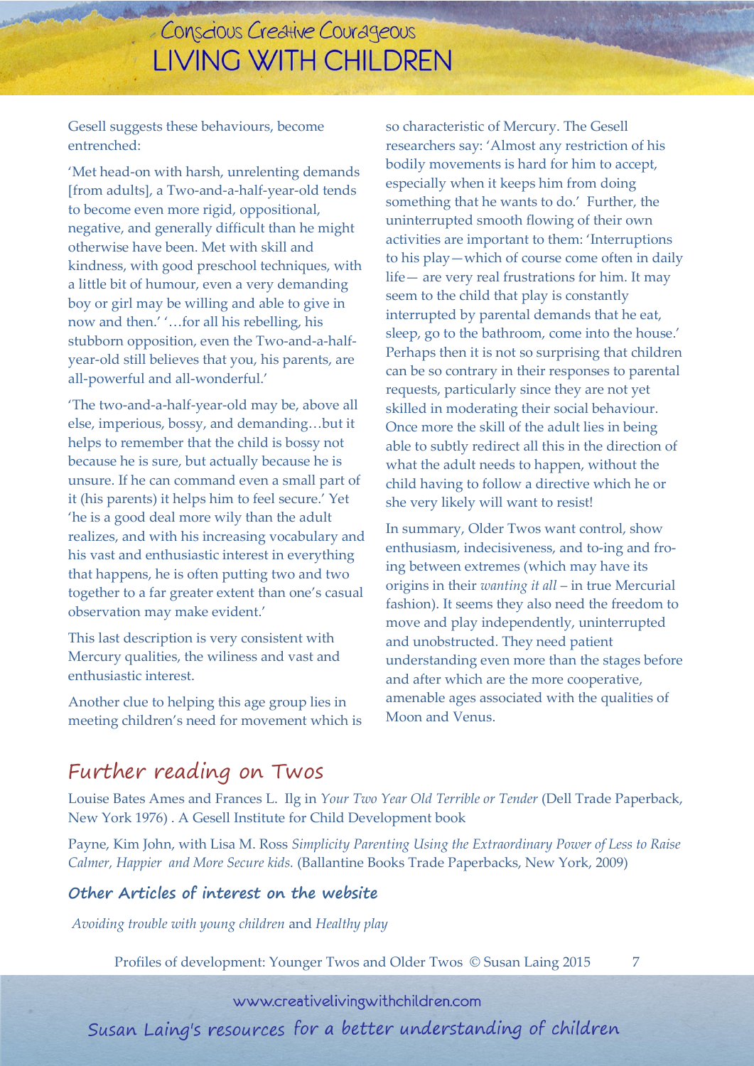Gesell suggests these behaviours, become entrenched:

'Met head-on with harsh, unrelenting demands [from adults], a Two-and-a-half-year-old tends to become even more rigid, oppositional, negative, and generally difficult than he might otherwise have been. Met with skill and kindness, with good preschool techniques, with a little bit of humour, even a very demanding boy or girl may be willing and able to give in now and then.' '…for all his rebelling, his stubborn opposition, even the Two-and-a-half-year-old still believes that you, his parents, are all-powerful and all-wonderful.'

'The two-and-a-half-year-old may be, above all else, imperious, bossy, and demanding…but it helps to remember that the child is bossy not because he is sure, but actually because he is unsure. If he can command even a small part of it (his parents) it helps him to feel secure.' Yet 'he is a good deal more wily than the adult realizes, and with his increasing vocabulary and his vast and enthusiastic interest in everything that happens, he is often putting two and two together to a far greater extent than one's casual observation may make evident.'

This last description is very consistent with Mercury qualities, the wiliness and vast and enthusiastic interest.

Another clue to helping this age group lies in meeting children's need for movement which is so characteristic of Mercury. The Gesell researchers say: 'Almost any restriction of his bodily movements is hard for him to accept, especially when it keeps him from doing something that he wants to do.' Further, the uninterrupted smooth flowing of their own activities are important to them: 'Interruptions to his play—which of course come often in daily life— are very real frustrations for him. It may seem to the child that play is constantly interrupted by parental demands that he eat, sleep, go to the bathroom, come into the house.' Perhaps then it is not so surprising that children can be so contrary in their responses to parental requests, particularly since they are not yet skilled in moderating their social behaviour. Once more the skill of the adult lies in being able to subtly redirect all this in the direction of what the adult needs to happen, without the child having to follow a directive which he or she very likely will want to resist!

In summary, Older Twos want control, show enthusiasm, indecisiveness, and to-ing and fro-ing between extremes (which may have its origins in their *wanting it all* – in true Mercurial fashion). It seems they also need the freedom to move and play independently, uninterrupted and unobstructed. They need patient understanding even more than the stages before and after which are the more cooperative, amenable ages associated with the qualities of Moon and Venus.

## Further reading on Twos

Louise Bates Ames and Frances L. Ilg in *Your Two Year Old Terrible or Tender* (Dell Trade Paperback, New York 1976) . A Gesell Institute for Child Development book

Payne, Kim John, with Lisa M. Ross *Simplicity Parenting Using the Extraordinary Power of Less to Raise Calmer, Happier and More Secure kids.* (Ballantine Books Trade Paperbacks, New York, 2009)

### Other Articles of interest on the website

*Avoiding trouble with young children* and *Healthy play*